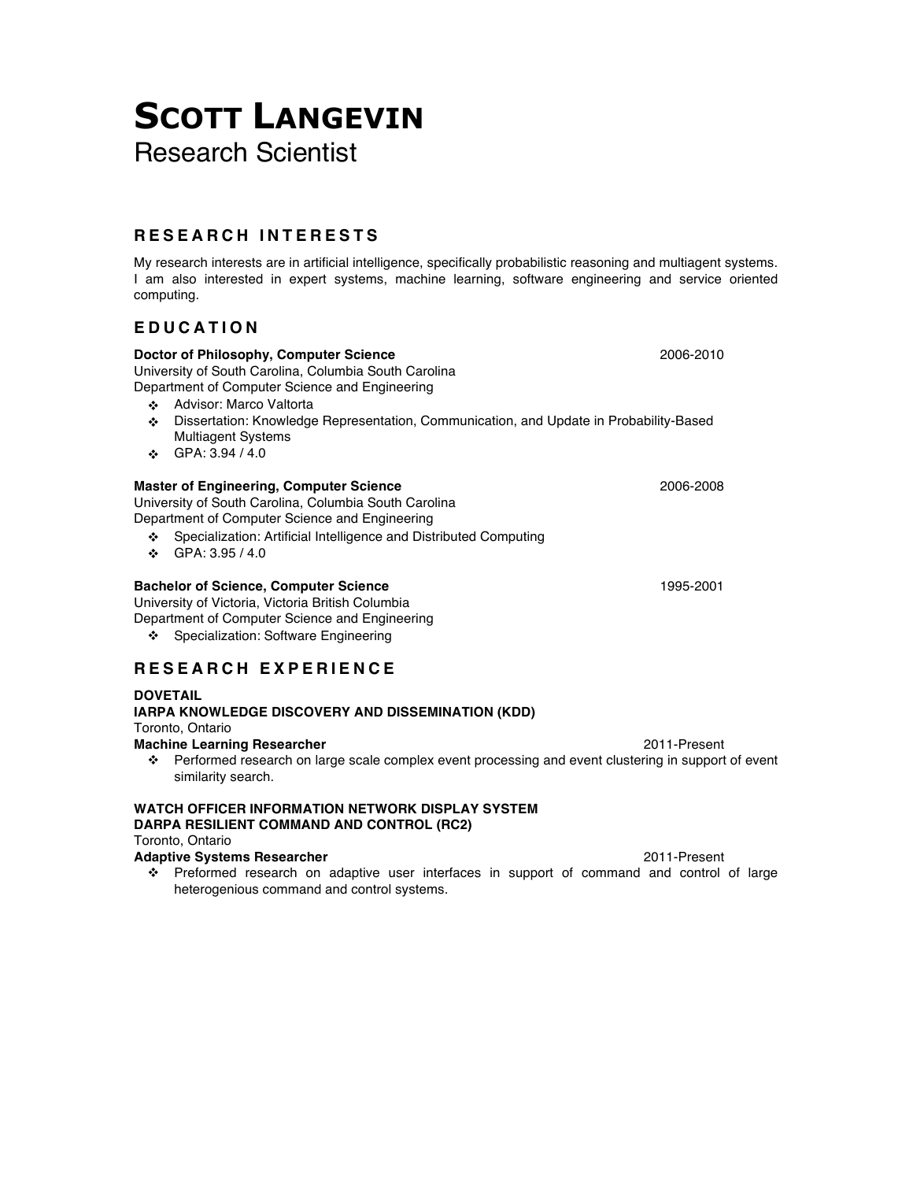# SCOTT LANGEVIN

Research Scientist

## RESEARCH INTERESTS

My research interests are in artificial intelligence, specifically probabilistic reasoning and multiagent systems. I am also interested in expert systems, machine learning, software engineering and service oriented computing.

## EDUCATION

**Doctor of Philosophy, Computer Science** 2006-2010
University of South Carolina, Columbia South Carolina
Department of Computer Science and Engineering

- Advisor: Marco Valtorta
- Dissertation: Knowledge Representation, Communication, and Update in Probability-Based Multiagent Systems
- GPA: 3.94 / 4.0

**Master of Engineering, Computer Science** 2006-2008
University of South Carolina, Columbia South Carolina
Department of Computer Science and Engineering

- Specialization: Artificial Intelligence and Distributed Computing
- GPA: 3.95 / 4.0

**Bachelor of Science, Computer Science** 1995-2001
University of Victoria, Victoria British Columbia
Department of Computer Science and Engineering

- Specialization: Software Engineering

## RESEARCH EXPERIENCE

**DOVETAIL**
**IARPA KNOWLEDGE DISCOVERY AND DISSEMINATION (KDD)**
Toronto, Ontario
**Machine Learning Researcher** 2011-Present

- Performed research on large scale complex event processing and event clustering in support of event similarity search.

**WATCH OFFICER INFORMATION NETWORK DISPLAY SYSTEM**
**DARPA RESILIENT COMMAND AND CONTROL (RC2)**
Toronto, Ontario
**Adaptive Systems Researcher** 2011-Present

- Preformed research on adaptive user interfaces in support of command and control of large heterogenious command and control systems.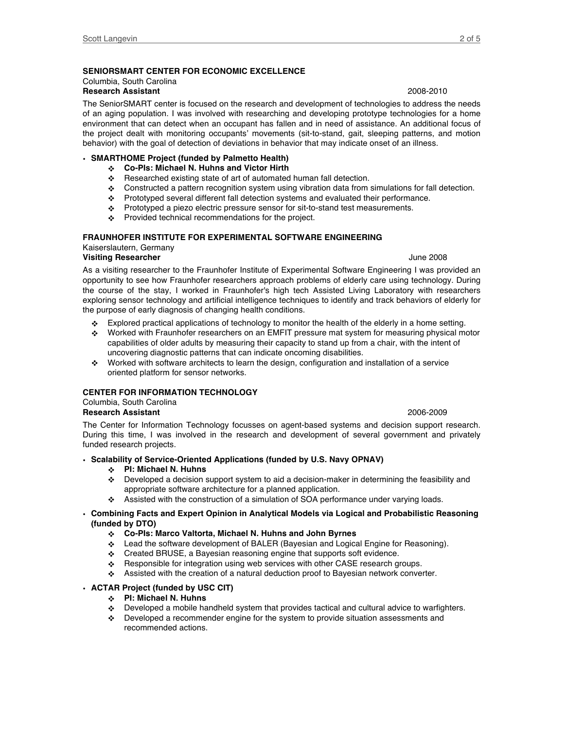### SENIORSMART CENTER FOR ECONOMIC EXCELLENCE

Columbia, South Carolina

**Research Assistant** 2008-2010

The SeniorSMART center is focused on the research and development of technologies to address the needs of an aging population. I was involved with researching and developing prototype technologies for a home environment that can detect when an occupant has fallen and in need of assistance. An additional focus of the project dealt with monitoring occupants' movements (sit-to-stand, gait, sleeping patterns, and motion behavior) with the goal of detection of deviations in behavior that may indicate onset of an illness.

- **SMARTHOME Project (funded by Palmetto Health)**
  - **Co-PIs: Michael N. Huhns and Victor Hirth**
  - Researched existing state of art of automated human fall detection.
  - Constructed a pattern recognition system using vibration data from simulations for fall detection.
  - Prototyped several different fall detection systems and evaluated their performance.
  - Prototyped a piezo electric pressure sensor for sit-to-stand test measurements.
  - Provided technical recommendations for the project.

### FRAUNHOFER INSTITUTE FOR EXPERIMENTAL SOFTWARE ENGINEERING

Kaiserslautern, Germany

**Visiting Researcher** June 2008

As a visiting researcher to the Fraunhofer Institute of Experimental Software Engineering I was provided an opportunity to see how Fraunhofer researchers approach problems of elderly care using technology. During the course of the stay, I worked in Fraunhofer's high tech Assisted Living Laboratory with researchers exploring sensor technology and artificial intelligence techniques to identify and track behaviors of elderly for the purpose of early diagnosis of changing health conditions.

- Explored practical applications of technology to monitor the health of the elderly in a home setting.
- Worked with Fraunhofer researchers on an EMFIT pressure mat system for measuring physical motor capabilities of older adults by measuring their capacity to stand up from a chair, with the intent of uncovering diagnostic patterns that can indicate oncoming disabilities.
- Worked with software architects to learn the design, configuration and installation of a service oriented platform for sensor networks.

### CENTER FOR INFORMATION TECHNOLOGY

Columbia, South Carolina

**Research Assistant** 2006-2009

The Center for Information Technology focusses on agent-based systems and decision support research. During this time, I was involved in the research and development of several government and privately funded research projects.

- **Scalability of Service-Oriented Applications (funded by U.S. Navy OPNAV)**
  - **PI: Michael N. Huhns**
  - Developed a decision support system to aid a decision-maker in determining the feasibility and appropriate software architecture for a planned application.
  - Assisted with the construction of a simulation of SOA performance under varying loads.
- **Combining Facts and Expert Opinion in Analytical Models via Logical and Probabilistic Reasoning (funded by DTO)**
  - **Co-PIs: Marco Valtorta, Michael N. Huhns and John Byrnes**
  - Lead the software development of BALER (Bayesian and Logical Engine for Reasoning).
  - Created BRUSE, a Bayesian reasoning engine that supports soft evidence.
  - Responsible for integration using web services with other CASE research groups.
  - Assisted with the creation of a natural deduction proof to Bayesian network converter.
- **ACTAR Project (funded by USC CIT)**
  - **PI: Michael N. Huhns**
  - Developed a mobile handheld system that provides tactical and cultural advice to warfighters.
  - Developed a recommender engine for the system to provide situation assessments and recommended actions.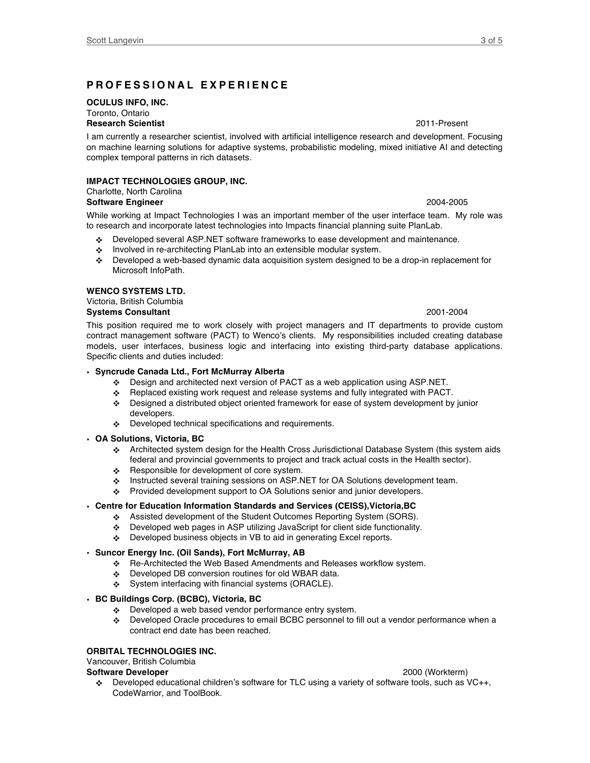## PROFESSIONAL EXPERIENCE

**OCULUS INFO, INC.**
Toronto, Ontario
**Research Scientist** 2011-Present

I am currently a researcher scientist, involved with artificial intelligence research and development. Focusing on machine learning solutions for adaptive systems, probabilistic modeling, mixed initiative AI and detecting complex temporal patterns in rich datasets.

**IMPACT TECHNOLOGIES GROUP, INC.**
Charlotte, North Carolina
**Software Engineer** 2004-2005

While working at Impact Technologies I was an important member of the user interface team. My role was to research and incorporate latest technologies into Impacts financial planning suite PlanLab.

- Developed several ASP.NET software frameworks to ease development and maintenance.
- Involved in re-architecting PlanLab into an extensible modular system.
- Developed a web-based dynamic data acquisition system designed to be a drop-in replacement for Microsoft InfoPath.

**WENCO SYSTEMS LTD.**
Victoria, British Columbia
**Systems Consultant** 2001-2004

This position required me to work closely with project managers and IT departments to provide custom contract management software (PACT) to Wenco's clients. My responsibilities included creating database models, user interfaces, business logic and interfacing into existing third-party database applications. Specific clients and duties included:

- **Syncrude Canada Ltd., Fort McMurray Alberta**
  - Design and architected next version of PACT as a web application using ASP.NET.
  - Replaced existing work request and release systems and fully integrated with PACT.
  - Designed a distributed object oriented framework for ease of system development by junior developers.
  - Developed technical specifications and requirements.
- **OA Solutions, Victoria, BC**
  - Architected system design for the Health Cross Jurisdictional Database System (this system aids federal and provincial governments to project and track actual costs in the Health sector).
  - Responsible for development of core system.
  - Instructed several training sessions on ASP.NET for OA Solutions development team.
  - Provided development support to OA Solutions senior and junior developers.
- **Centre for Education Information Standards and Services (CEISS),Victoria,BC**
  - Assisted development of the Student Outcomes Reporting System (SORS).
  - Developed web pages in ASP utilizing JavaScript for client side functionality.
  - Developed business objects in VB to aid in generating Excel reports.
- **Suncor Energy Inc. (Oil Sands), Fort McMurray, AB**
  - Re-Architected the Web Based Amendments and Releases workflow system.
  - Developed DB conversion routines for old WBAR data.
  - System interfacing with financial systems (ORACLE).
- **BC Buildings Corp. (BCBC), Victoria, BC**
  - Developed a web based vendor performance entry system.
  - Developed Oracle procedures to email BCBC personnel to fill out a vendor performance when a contract end date has been reached.

**ORBITAL TECHNOLOGIES INC.**
Vancouver, British Columbia
**Software Developer** 2000 (Workterm)

- Developed educational children's software for TLC using a variety of software tools, such as VC++, CodeWarrior, and ToolBook.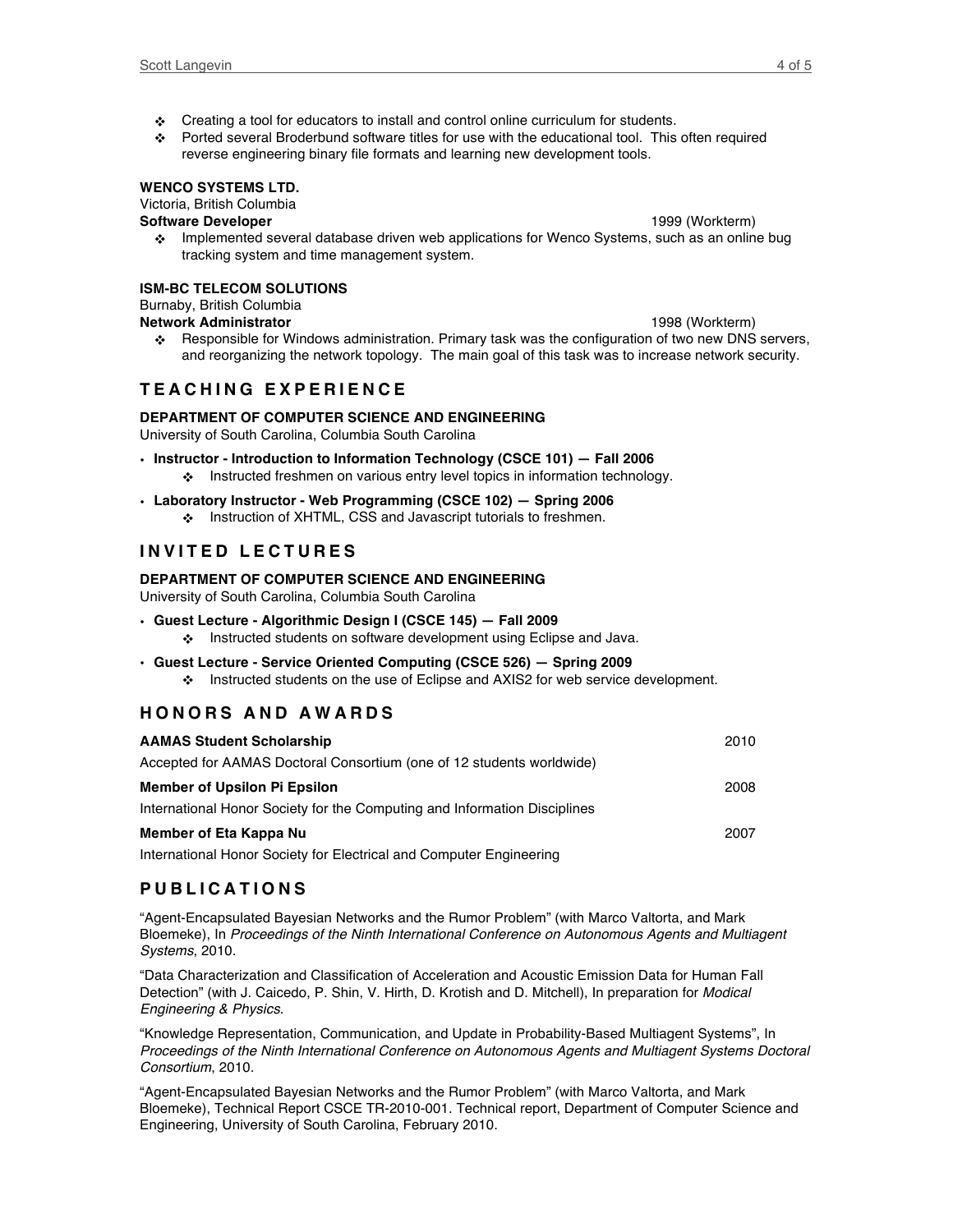- Creating a tool for educators to install and control online curriculum for students.
- Ported several Broderbund software titles for use with the educational tool. This often required reverse engineering binary file formats and learning new development tools.

**WENCO SYSTEMS LTD.**
Victoria, British Columbia
**Software Developer** 1999 (Workterm)

- Implemented several database driven web applications for Wenco Systems, such as an online bug tracking system and time management system.

**ISM-BC TELECOM SOLUTIONS**
Burnaby, British Columbia
**Network Administrator** 1998 (Workterm)

- Responsible for Windows administration. Primary task was the configuration of two new DNS servers, and reorganizing the network topology. The main goal of this task was to increase network security.

## TEACHING EXPERIENCE

**DEPARTMENT OF COMPUTER SCIENCE AND ENGINEERING**
University of South Carolina, Columbia South Carolina

- **Instructor - Introduction to Information Technology (CSCE 101) — Fall 2006**
  - Instructed freshmen on various entry level topics in information technology.
- **Laboratory Instructor - Web Programming (CSCE 102) — Spring 2006**
  - Instruction of XHTML, CSS and Javascript tutorials to freshmen.

## INVITED LECTURES

**DEPARTMENT OF COMPUTER SCIENCE AND ENGINEERING**
University of South Carolina, Columbia South Carolina

- **Guest Lecture - Algorithmic Design I (CSCE 145) — Fall 2009**
  - Instructed students on software development using Eclipse and Java.
- **Guest Lecture - Service Oriented Computing (CSCE 526) — Spring 2009**
  - Instructed students on the use of Eclipse and AXIS2 for web service development.

## HONORS AND AWARDS

**AAMAS Student Scholarship** 2010
Accepted for AAMAS Doctoral Consortium (one of 12 students worldwide)

**Member of Upsilon Pi Epsilon** 2008
International Honor Society for the Computing and Information Disciplines

**Member of Eta Kappa Nu** 2007
International Honor Society for Electrical and Computer Engineering

## PUBLICATIONS

"Agent-Encapsulated Bayesian Networks and the Rumor Problem" (with Marco Valtorta, and Mark Bloemeke), In *Proceedings of the Ninth International Conference on Autonomous Agents and Multiagent Systems*, 2010.

"Data Characterization and Classification of Acceleration and Acoustic Emission Data for Human Fall Detection" (with J. Caicedo, P. Shin, V. Hirth, D. Krotish and D. Mitchell), In preparation for *Modical Engineering & Physics*.

"Knowledge Representation, Communication, and Update in Probability-Based Multiagent Systems", In *Proceedings of the Ninth International Conference on Autonomous Agents and Multiagent Systems Doctoral Consortium*, 2010.

"Agent-Encapsulated Bayesian Networks and the Rumor Problem" (with Marco Valtorta, and Mark Bloemeke), Technical Report CSCE TR-2010-001. Technical report, Department of Computer Science and Engineering, University of South Carolina, February 2010.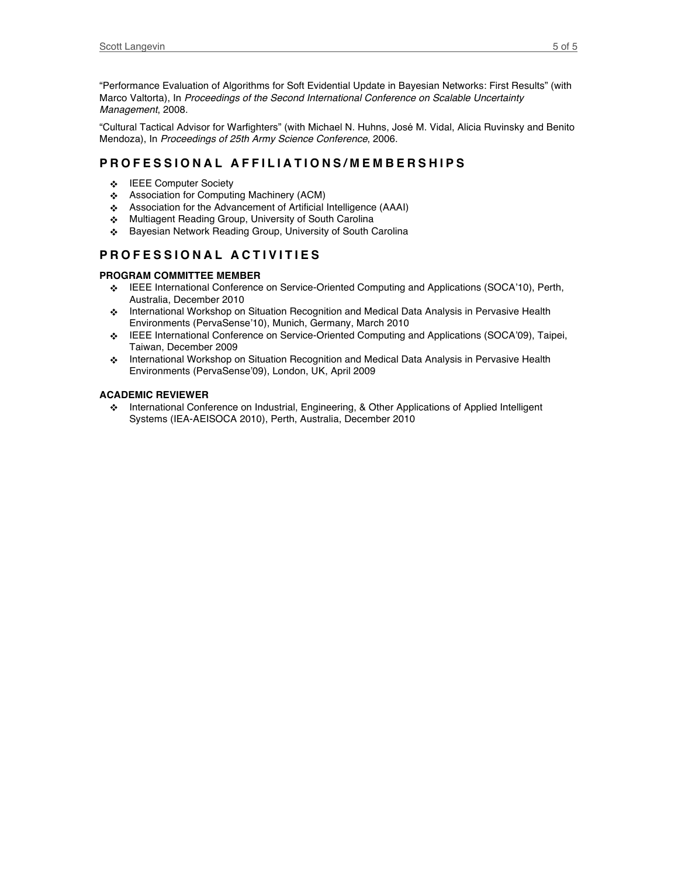"Performance Evaluation of Algorithms for Soft Evidential Update in Bayesian Networks: First Results" (with Marco Valtorta), In *Proceedings of the Second International Conference on Scalable Uncertainty Management*, 2008.

"Cultural Tactical Advisor for Warfighters" (with Michael N. Huhns, José M. Vidal, Alicia Ruvinsky and Benito Mendoza), In *Proceedings of 25th Army Science Conference*, 2006.

## PROFESSIONAL AFFILIATIONS/MEMBERSHIPS

- IEEE Computer Society
- Association for Computing Machinery (ACM)
- Association for the Advancement of Artificial Intelligence (AAAI)
- Multiagent Reading Group, University of South Carolina
- Bayesian Network Reading Group, University of South Carolina

## PROFESSIONAL ACTIVITIES

### PROGRAM COMMITTEE MEMBER

- IEEE International Conference on Service-Oriented Computing and Applications (SOCA'10), Perth, Australia, December 2010
- International Workshop on Situation Recognition and Medical Data Analysis in Pervasive Health Environments (PervaSense'10), Munich, Germany, March 2010
- IEEE International Conference on Service-Oriented Computing and Applications (SOCA'09), Taipei, Taiwan, December 2009
- International Workshop on Situation Recognition and Medical Data Analysis in Pervasive Health Environments (PervaSense'09), London, UK, April 2009

### ACADEMIC REVIEWER

- International Conference on Industrial, Engineering, & Other Applications of Applied Intelligent Systems (IEA-AEISOCA 2010), Perth, Australia, December 2010